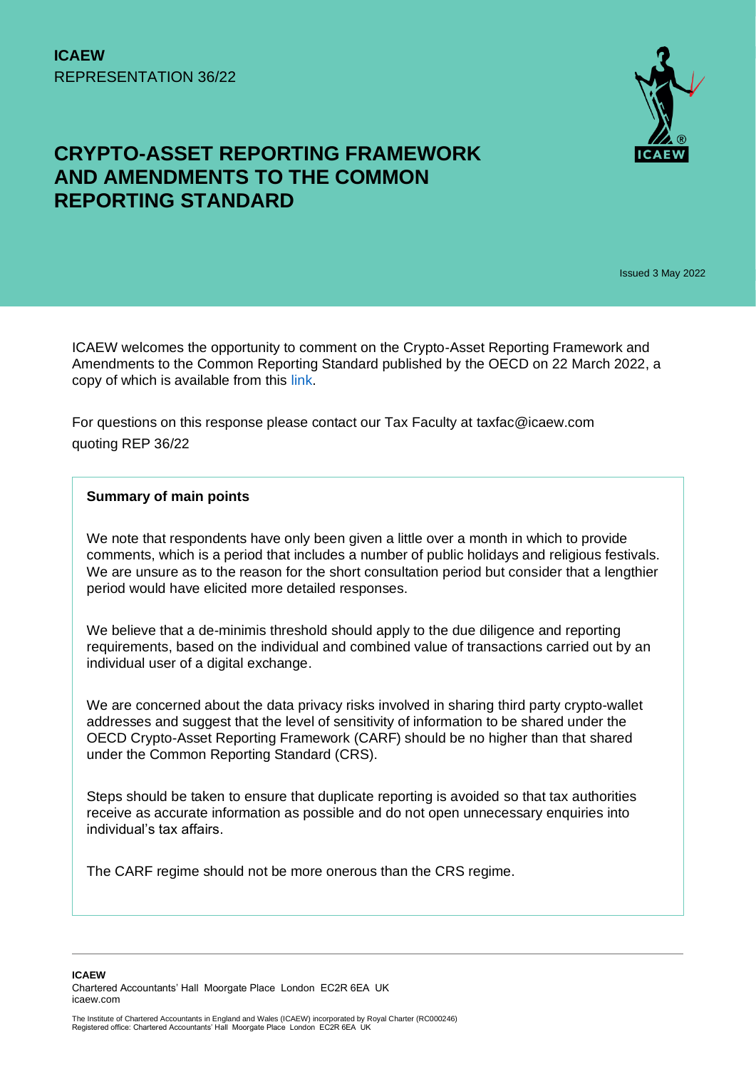**ICAEW**
REPRESENTATION 36/22

# CRYPTO-ASSET REPORTING FRAMEWORK AND AMENDMENTS TO THE COMMON REPORTING STANDARD

Issued 3 May 2022

ICAEW welcomes the opportunity to comment on the Crypto-Asset Reporting Framework and Amendments to the Common Reporting Standard published by the OECD on 22 March 2022, a copy of which is available from this link.

For questions on this response please contact our Tax Faculty at taxfac@icaew.com quoting REP 36/22

**Summary of main points**

We note that respondents have only been given a little over a month in which to provide comments, which is a period that includes a number of public holidays and religious festivals. We are unsure as to the reason for the short consultation period but consider that a lengthier period would have elicited more detailed responses.

We believe that a de-minimis threshold should apply to the due diligence and reporting requirements, based on the individual and combined value of transactions carried out by an individual user of a digital exchange.

We are concerned about the data privacy risks involved in sharing third party crypto-wallet addresses and suggest that the level of sensitivity of information to be shared under the OECD Crypto-Asset Reporting Framework (CARF) should be no higher than that shared under the Common Reporting Standard (CRS).

Steps should be taken to ensure that duplicate reporting is avoided so that tax authorities receive as accurate information as possible and do not open unnecessary enquiries into individual's tax affairs.

The CARF regime should not be more onerous than the CRS regime.

**ICAEW**
Chartered Accountants' Hall Moorgate Place London EC2R 6EA UK
icaew.com

The Institute of Chartered Accountants in England and Wales (ICAEW) incorporated by Royal Charter (RC000246)
Registered office: Chartered Accountants' Hall Moorgate Place London EC2R 6EA UK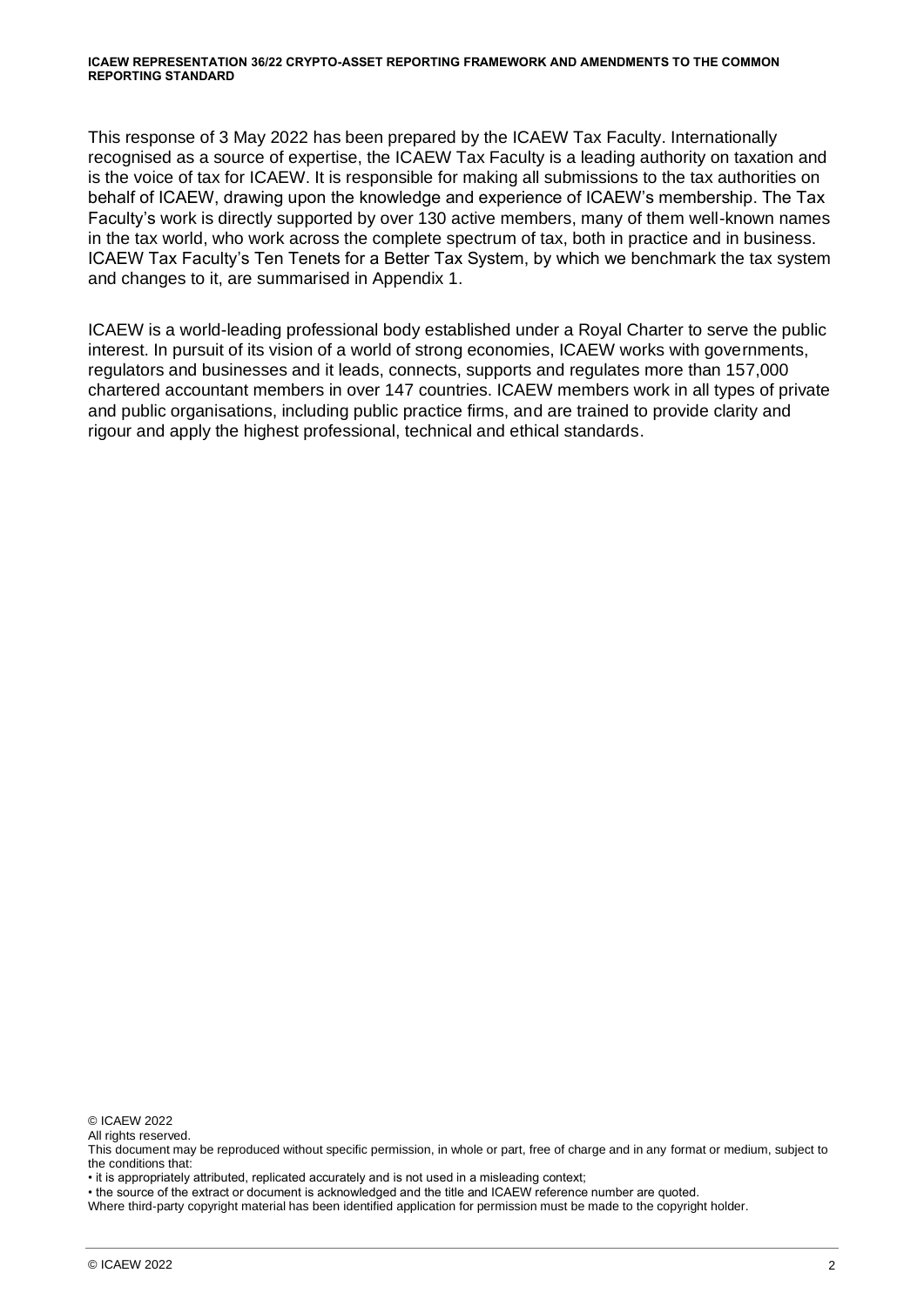This response of 3 May 2022 has been prepared by the ICAEW Tax Faculty. Internationally recognised as a source of expertise, the ICAEW Tax Faculty is a leading authority on taxation and is the voice of tax for ICAEW. It is responsible for making all submissions to the tax authorities on behalf of ICAEW, drawing upon the knowledge and experience of ICAEW's membership. The Tax Faculty's work is directly supported by over 130 active members, many of them well-known names in the tax world, who work across the complete spectrum of tax, both in practice and in business. ICAEW Tax Faculty's Ten Tenets for a Better Tax System, by which we benchmark the tax system and changes to it, are summarised in Appendix 1.

ICAEW is a world-leading professional body established under a Royal Charter to serve the public interest. In pursuit of its vision of a world of strong economies, ICAEW works with governments, regulators and businesses and it leads, connects, supports and regulates more than 157,000 chartered accountant members in over 147 countries. ICAEW members work in all types of private and public organisations, including public practice firms, and are trained to provide clarity and rigour and apply the highest professional, technical and ethical standards.

© ICAEW 2022
All rights reserved.
This document may be reproduced without specific permission, in whole or part, free of charge and in any format or medium, subject to the conditions that:
• it is appropriately attributed, replicated accurately and is not used in a misleading context;
• the source of the extract or document is acknowledged and the title and ICAEW reference number are quoted.
Where third-party copyright material has been identified application for permission must be made to the copyright holder.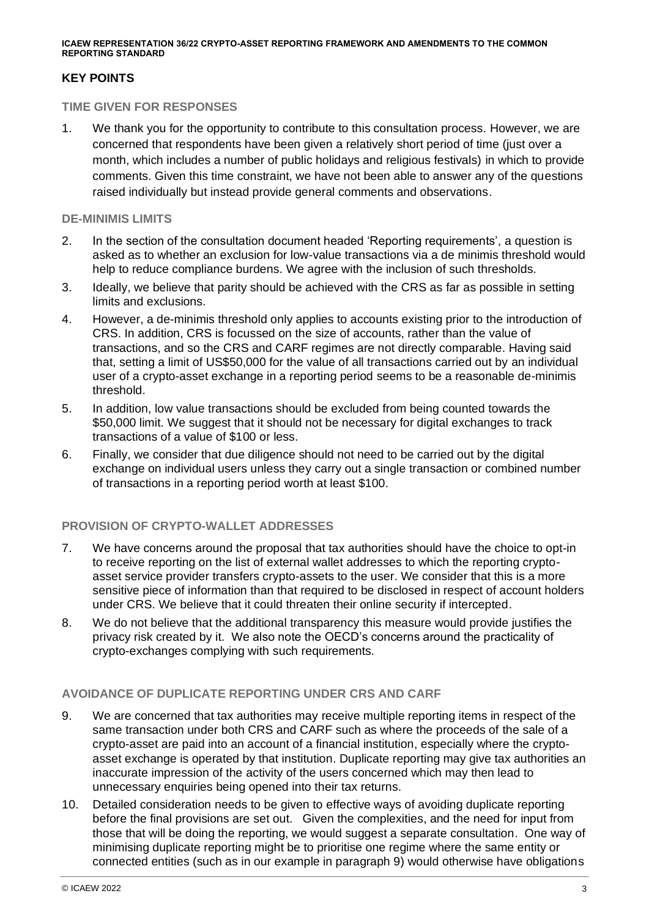## KEY POINTS

### TIME GIVEN FOR RESPONSES

1. We thank you for the opportunity to contribute to this consultation process. However, we are concerned that respondents have been given a relatively short period of time (just over a month, which includes a number of public holidays and religious festivals) in which to provide comments. Given this time constraint, we have not been able to answer any of the questions raised individually but instead provide general comments and observations.

### DE-MINIMIS LIMITS

2. In the section of the consultation document headed 'Reporting requirements', a question is asked as to whether an exclusion for low-value transactions via a de minimis threshold would help to reduce compliance burdens. We agree with the inclusion of such thresholds.
3. Ideally, we believe that parity should be achieved with the CRS as far as possible in setting limits and exclusions.
4. However, a de-minimis threshold only applies to accounts existing prior to the introduction of CRS. In addition, CRS is focussed on the size of accounts, rather than the value of transactions, and so the CRS and CARF regimes are not directly comparable. Having said that, setting a limit of US$50,000 for the value of all transactions carried out by an individual user of a crypto-asset exchange in a reporting period seems to be a reasonable de-minimis threshold.
5. In addition, low value transactions should be excluded from being counted towards the $50,000 limit. We suggest that it should not be necessary for digital exchanges to track transactions of a value of $100 or less.
6. Finally, we consider that due diligence should not need to be carried out by the digital exchange on individual users unless they carry out a single transaction or combined number of transactions in a reporting period worth at least $100.

### PROVISION OF CRYPTO-WALLET ADDRESSES

7. We have concerns around the proposal that tax authorities should have the choice to opt-in to receive reporting on the list of external wallet addresses to which the reporting crypto-asset service provider transfers crypto-assets to the user. We consider that this is a more sensitive piece of information than that required to be disclosed in respect of account holders under CRS. We believe that it could threaten their online security if intercepted.
8. We do not believe that the additional transparency this measure would provide justifies the privacy risk created by it. We also note the OECD's concerns around the practicality of crypto-exchanges complying with such requirements.

### AVOIDANCE OF DUPLICATE REPORTING UNDER CRS AND CARF

9. We are concerned that tax authorities may receive multiple reporting items in respect of the same transaction under both CRS and CARF such as where the proceeds of the sale of a crypto-asset are paid into an account of a financial institution, especially where the crypto-asset exchange is operated by that institution. Duplicate reporting may give tax authorities an inaccurate impression of the activity of the users concerned which may then lead to unnecessary enquiries being opened into their tax returns.
10. Detailed consideration needs to be given to effective ways of avoiding duplicate reporting before the final provisions are set out. Given the complexities, and the need for input from those that will be doing the reporting, we would suggest a separate consultation. One way of minimising duplicate reporting might be to prioritise one regime where the same entity or connected entities (such as in our example in paragraph 9) would otherwise have obligations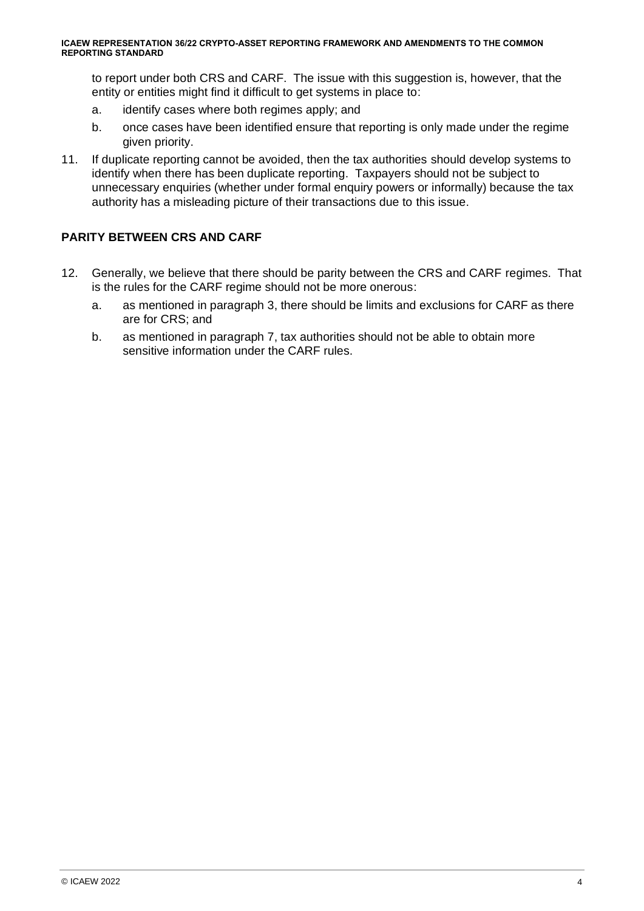to report under both CRS and CARF. The issue with this suggestion is, however, that the entity or entities might find it difficult to get systems in place to:

a. identify cases where both regimes apply; and

b. once cases have been identified ensure that reporting is only made under the regime given priority.

11. If duplicate reporting cannot be avoided, then the tax authorities should develop systems to identify when there has been duplicate reporting. Taxpayers should not be subject to unnecessary enquiries (whether under formal enquiry powers or informally) because the tax authority has a misleading picture of their transactions due to this issue.

## PARITY BETWEEN CRS AND CARF

12. Generally, we believe that there should be parity between the CRS and CARF regimes. That is the rules for the CARF regime should not be more onerous:

    a. as mentioned in paragraph 3, there should be limits and exclusions for CARF as there are for CRS; and

    b. as mentioned in paragraph 7, tax authorities should not be able to obtain more sensitive information under the CARF rules.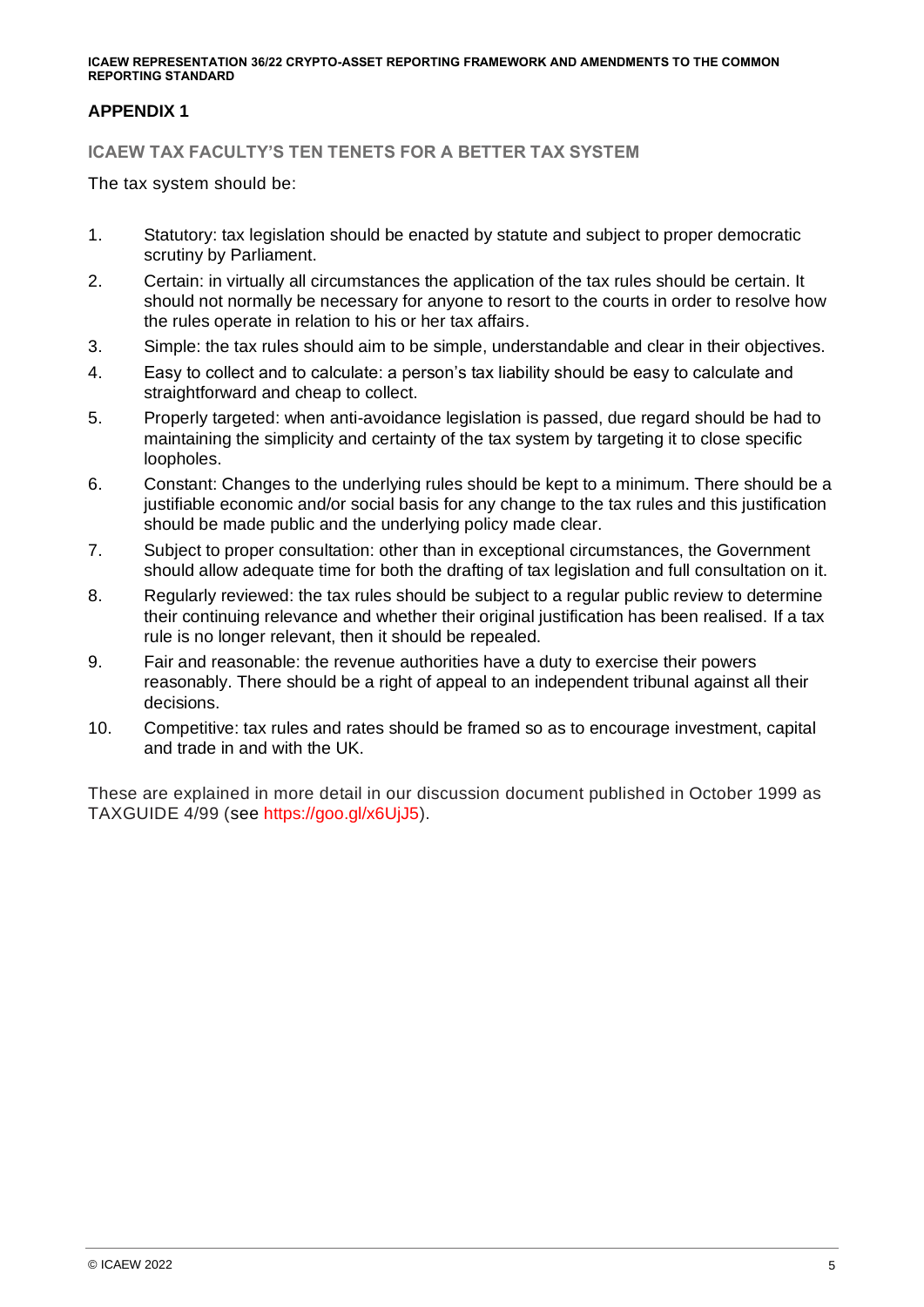## APPENDIX 1

### ICAEW TAX FACULTY'S TEN TENETS FOR A BETTER TAX SYSTEM

The tax system should be:

1. Statutory: tax legislation should be enacted by statute and subject to proper democratic scrutiny by Parliament.
2. Certain: in virtually all circumstances the application of the tax rules should be certain. It should not normally be necessary for anyone to resort to the courts in order to resolve how the rules operate in relation to his or her tax affairs.
3. Simple: the tax rules should aim to be simple, understandable and clear in their objectives.
4. Easy to collect and to calculate: a person's tax liability should be easy to calculate and straightforward and cheap to collect.
5. Properly targeted: when anti-avoidance legislation is passed, due regard should be had to maintaining the simplicity and certainty of the tax system by targeting it to close specific loopholes.
6. Constant: Changes to the underlying rules should be kept to a minimum. There should be a justifiable economic and/or social basis for any change to the tax rules and this justification should be made public and the underlying policy made clear.
7. Subject to proper consultation: other than in exceptional circumstances, the Government should allow adequate time for both the drafting of tax legislation and full consultation on it.
8. Regularly reviewed: the tax rules should be subject to a regular public review to determine their continuing relevance and whether their original justification has been realised. If a tax rule is no longer relevant, then it should be repealed.
9. Fair and reasonable: the revenue authorities have a duty to exercise their powers reasonably. There should be a right of appeal to an independent tribunal against all their decisions.
10. Competitive: tax rules and rates should be framed so as to encourage investment, capital and trade in and with the UK.

These are explained in more detail in our discussion document published in October 1999 as TAXGUIDE 4/99 (see https://goo.gl/x6UjJ5).

© ICAEW 2022